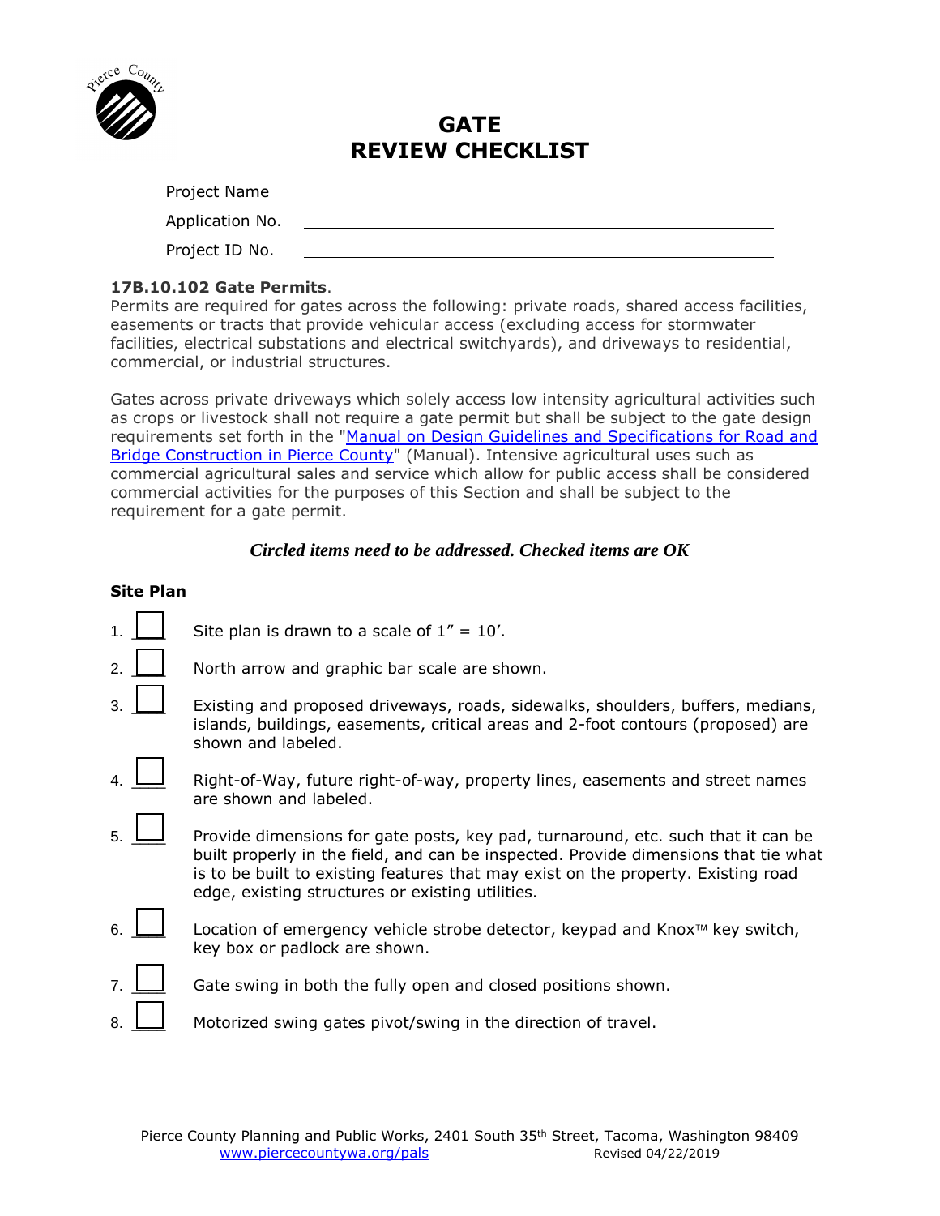# GATE REVIEW CHECKLIST

Project Name \_\_\_\_\_\_\_\_\_\_\_\_\_\_\_\_\_\_\_\_\_\_\_\_\_\_\_\_\_\_\_\_\_\_\_\_\_\_\_\_

Application No. \_\_\_\_\_\_\_\_\_\_\_\_\_\_\_\_\_\_\_\_\_\_\_\_\_\_\_\_\_\_\_\_\_\_\_\_\_\_\_\_

Project ID No. \_\_\_\_\_\_\_\_\_\_\_\_\_\_\_\_\_\_\_\_\_\_\_\_\_\_\_\_\_\_\_\_\_\_\_\_\_\_\_\_

**17B.10.102 Gate Permits**.
Permits are required for gates across the following: private roads, shared access facilities, easements or tracts that provide vehicular access (excluding access for stormwater facilities, electrical substations and electrical switchyards), and driveways to residential, commercial, or industrial structures.

Gates across private driveways which solely access low intensity agricultural activities such as crops or livestock shall not require a gate permit but shall be subject to the gate design requirements set forth in the "Manual on Design Guidelines and Specifications for Road and Bridge Construction in Pierce County" (Manual). Intensive agricultural uses such as commercial agricultural sales and service which allow for public access shall be considered commercial activities for the purposes of this Section and shall be subject to the requirement for a gate permit.

***Circled items need to be addressed. Checked items are OK***

**Site Plan**

1. ☐ Site plan is drawn to a scale of 1" = 10'.
2. ☐ North arrow and graphic bar scale are shown.
3. ☐ Existing and proposed driveways, roads, sidewalks, shoulders, buffers, medians, islands, buildings, easements, critical areas and 2-foot contours (proposed) are shown and labeled.
4. ☐ Right-of-Way, future right-of-way, property lines, easements and street names are shown and labeled.
5. ☐ Provide dimensions for gate posts, key pad, turnaround, etc. such that it can be built properly in the field, and can be inspected. Provide dimensions that tie what is to be built to existing features that may exist on the property. Existing road edge, existing structures or existing utilities.
6. ☐ Location of emergency vehicle strobe detector, keypad and Knox™ key switch, key box or padlock are shown.
7. ☐ Gate swing in both the fully open and closed positions shown.
8. ☐ Motorized swing gates pivot/swing in the direction of travel.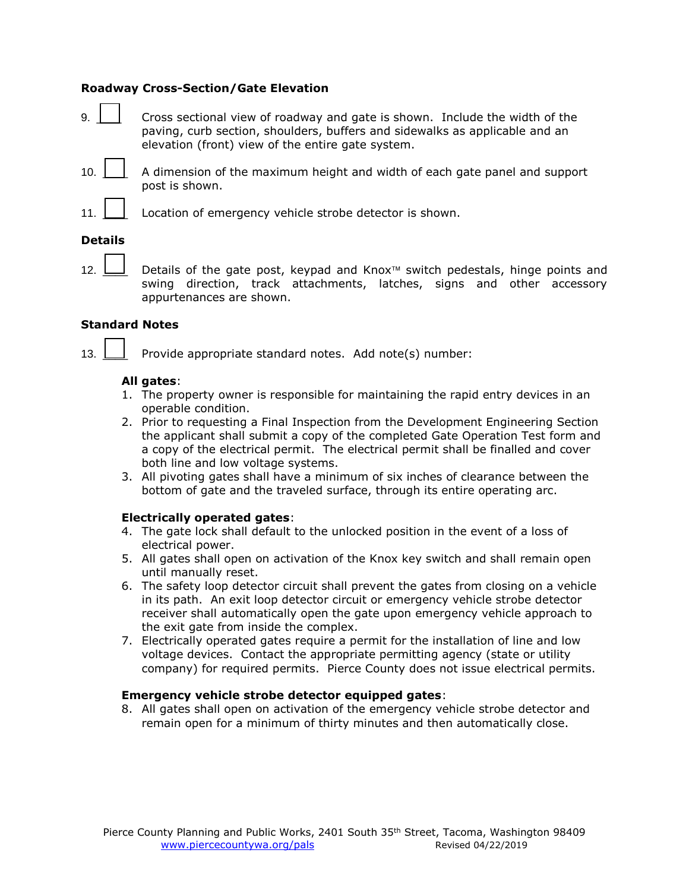**Roadway Cross-Section/Gate Elevation**

9. ☐ Cross sectional view of roadway and gate is shown. Include the width of the paving, curb section, shoulders, buffers and sidewalks as applicable and an elevation (front) view of the entire gate system.

10. ☐ A dimension of the maximum height and width of each gate panel and support post is shown.

11. ☐ Location of emergency vehicle strobe detector is shown.

**Details**

12. ☐ Details of the gate post, keypad and Knox™ switch pedestals, hinge points and swing direction, track attachments, latches, signs and other accessory appurtenances are shown.

**Standard Notes**

13. ☐ Provide appropriate standard notes. Add note(s) number:

**All gates**:

1. The property owner is responsible for maintaining the rapid entry devices in an operable condition.
2. Prior to requesting a Final Inspection from the Development Engineering Section the applicant shall submit a copy of the completed Gate Operation Test form and a copy of the electrical permit. The electrical permit shall be finalled and cover both line and low voltage systems.
3. All pivoting gates shall have a minimum of six inches of clearance between the bottom of gate and the traveled surface, through its entire operating arc.

**Electrically operated gates**:

4. The gate lock shall default to the unlocked position in the event of a loss of electrical power.
5. All gates shall open on activation of the Knox key switch and shall remain open until manually reset.
6. The safety loop detector circuit shall prevent the gates from closing on a vehicle in its path. An exit loop detector circuit or emergency vehicle strobe detector receiver shall automatically open the gate upon emergency vehicle approach to the exit gate from inside the complex.
7. Electrically operated gates require a permit for the installation of line and low voltage devices. Contact the appropriate permitting agency (state or utility company) for required permits. Pierce County does not issue electrical permits.

**Emergency vehicle strobe detector equipped gates**:

8. All gates shall open on activation of the emergency vehicle strobe detector and remain open for a minimum of thirty minutes and then automatically close.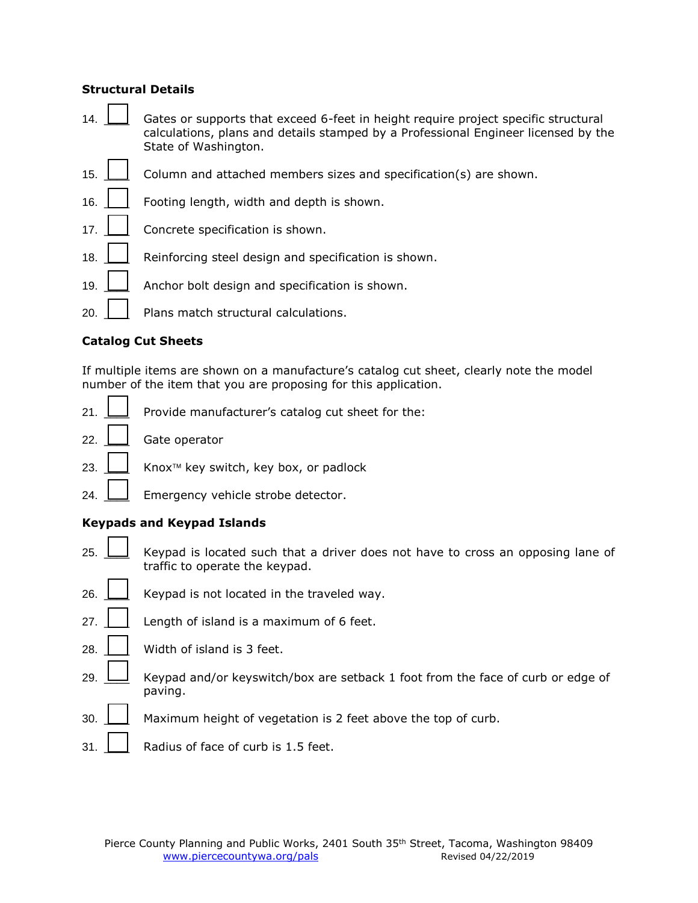### Structural Details

14. ☐ Gates or supports that exceed 6-feet in height require project specific structural calculations, plans and details stamped by a Professional Engineer licensed by the State of Washington.

15. ☐ Column and attached members sizes and specification(s) are shown.

16. ☐ Footing length, width and depth is shown.

17. ☐ Concrete specification is shown.

18. ☐ Reinforcing steel design and specification is shown.

19. ☐ Anchor bolt design and specification is shown.

20. ☐ Plans match structural calculations.

### Catalog Cut Sheets

If multiple items are shown on a manufacture's catalog cut sheet, clearly note the model number of the item that you are proposing for this application.

21. ☐ Provide manufacturer's catalog cut sheet for the:

22. ☐ Gate operator

23. ☐ Knox™ key switch, key box, or padlock

24. ☐ Emergency vehicle strobe detector.

### Keypads and Keypad Islands

25. ☐ Keypad is located such that a driver does not have to cross an opposing lane of traffic to operate the keypad.

26. ☐ Keypad is not located in the traveled way.

27. ☐ Length of island is a maximum of 6 feet.

28. ☐ Width of island is 3 feet.

29. ☐ Keypad and/or keyswitch/box are setback 1 foot from the face of curb or edge of paving.

30. ☐ Maximum height of vegetation is 2 feet above the top of curb.

31. ☐ Radius of face of curb is 1.5 feet.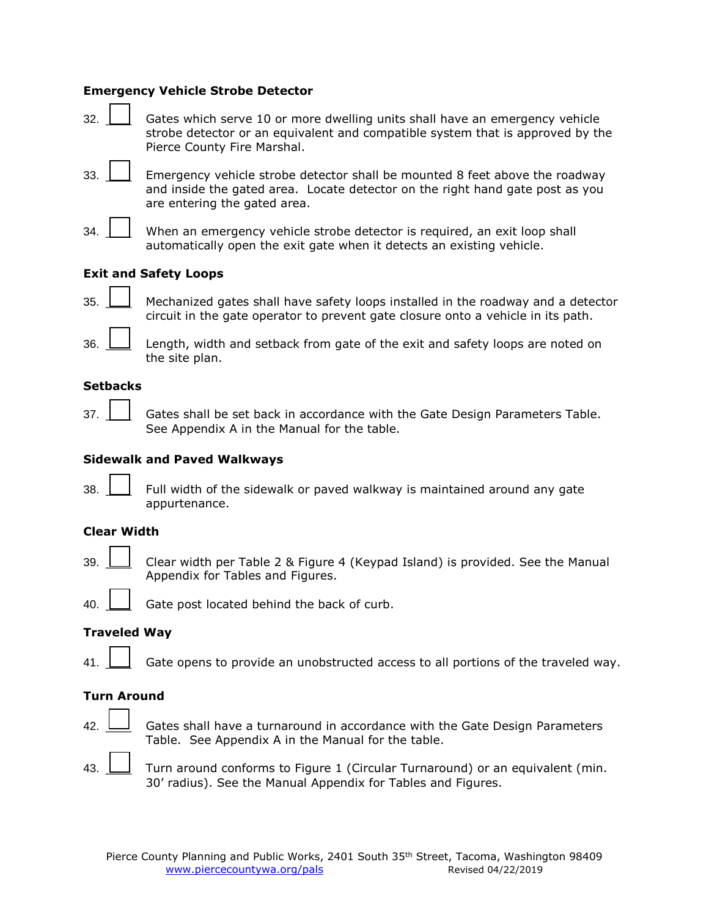**Emergency Vehicle Strobe Detector**

32. ☐ Gates which serve 10 or more dwelling units shall have an emergency vehicle strobe detector or an equivalent and compatible system that is approved by the Pierce County Fire Marshal.

33. ☐ Emergency vehicle strobe detector shall be mounted 8 feet above the roadway and inside the gated area. Locate detector on the right hand gate post as you are entering the gated area.

34. ☐ When an emergency vehicle strobe detector is required, an exit loop shall automatically open the exit gate when it detects an existing vehicle.

**Exit and Safety Loops**

35. ☐ Mechanized gates shall have safety loops installed in the roadway and a detector circuit in the gate operator to prevent gate closure onto a vehicle in its path.

36. ☐ Length, width and setback from gate of the exit and safety loops are noted on the site plan.

**Setbacks**

37. ☐ Gates shall be set back in accordance with the Gate Design Parameters Table. See Appendix A in the Manual for the table.

**Sidewalk and Paved Walkways**

38. ☐ Full width of the sidewalk or paved walkway is maintained around any gate appurtenance.

**Clear Width**

39. ☐ Clear width per Table 2 & Figure 4 (Keypad Island) is provided. See the Manual Appendix for Tables and Figures.

40. ☐ Gate post located behind the back of curb.

**Traveled Way**

41. ☐ Gate opens to provide an unobstructed access to all portions of the traveled way.

**Turn Around**

42. ☐ Gates shall have a turnaround in accordance with the Gate Design Parameters Table. See Appendix A in the Manual for the table.

43. ☐ Turn around conforms to Figure 1 (Circular Turnaround) or an equivalent (min. 30' radius). See the Manual Appendix for Tables and Figures.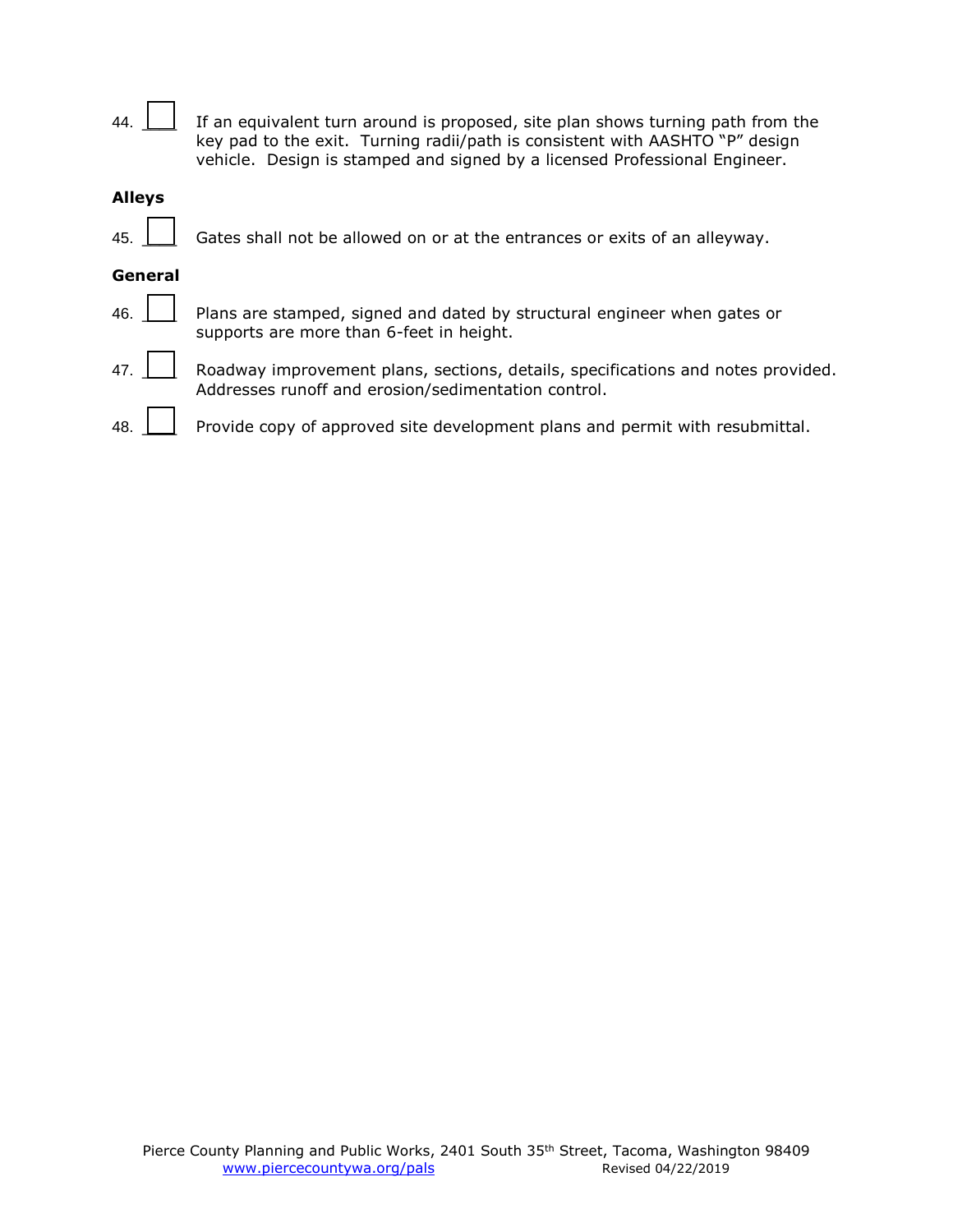44. ☐ If an equivalent turn around is proposed, site plan shows turning path from the key pad to the exit. Turning radii/path is consistent with AASHTO "P" design vehicle. Design is stamped and signed by a licensed Professional Engineer.

**Alleys**

45. ☐ Gates shall not be allowed on or at the entrances or exits of an alleyway.

**General**

46. ☐ Plans are stamped, signed and dated by structural engineer when gates or supports are more than 6-feet in height.

47. ☐ Roadway improvement plans, sections, details, specifications and notes provided. Addresses runoff and erosion/sedimentation control.

48. ☐ Provide copy of approved site development plans and permit with resubmittal.

Pierce County Planning and Public Works, 2401 South 35th Street, Tacoma, Washington 98409
www.piercecountywa.org/pals Revised 04/22/2019